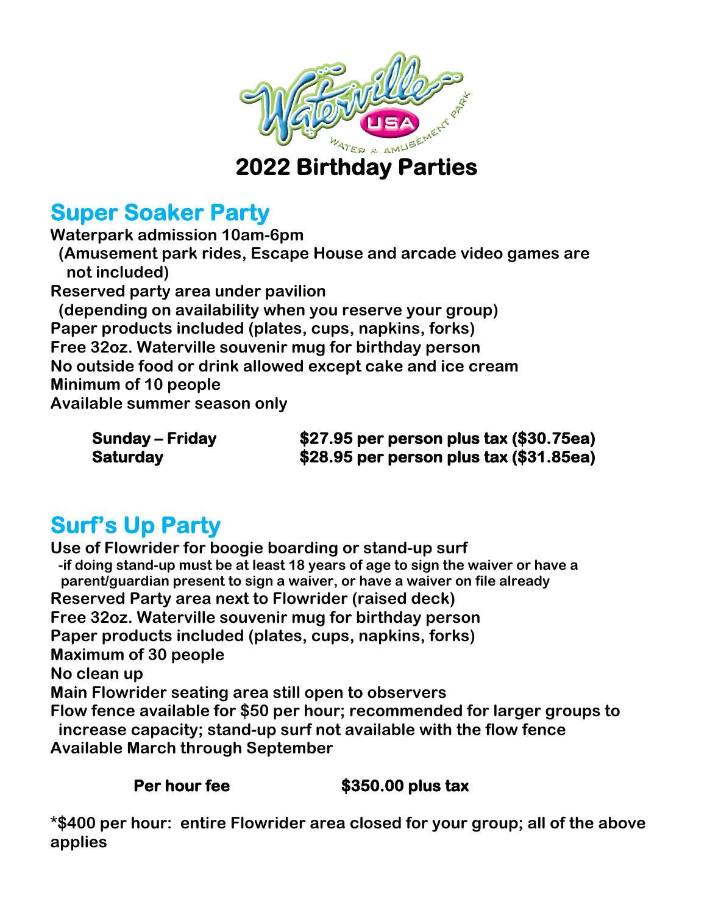# 2022 Birthday Parties

## Super Soaker Party

**Waterpark admission 10am-6pm**
**(Amusement park rides, Escape House and arcade video games are not included)**
**Reserved party area under pavilion**
**(depending on availability when you reserve your group)**
**Paper products included (plates, cups, napkins, forks)**
**Free 32oz. Waterville souvenir mug for birthday person**
**No outside food or drink allowed except cake and ice cream**
**Minimum of 10 people**
**Available summer season only**

| | |
|---|---|
| **Sunday – Friday** | **$27.95 per person plus tax ($30.75ea)** |
| **Saturday** | **$28.95 per person plus tax ($31.85ea)** |

## Surf's Up Party

**Use of Flowrider for boogie boarding or stand-up surf**
**-if doing stand-up must be at least 18 years of age to sign the waiver or have a parent/guardian present to sign a waiver, or have a waiver on file already**
**Reserved Party area next to Flowrider (raised deck)**
**Free 32oz. Waterville souvenir mug for birthday person**
**Paper products included (plates, cups, napkins, forks)**
**Maximum of 30 people**
**No clean up**
**Main Flowrider seating area still open to observers**
**Flow fence available for $50 per hour; recommended for larger groups to increase capacity; stand-up surf not available with the flow fence**
**Available March through September**

| | |
|---|---|
| **Per hour fee** | **$350.00 plus tax** |

**\*$400 per hour: entire Flowrider area closed for your group; all of the above applies**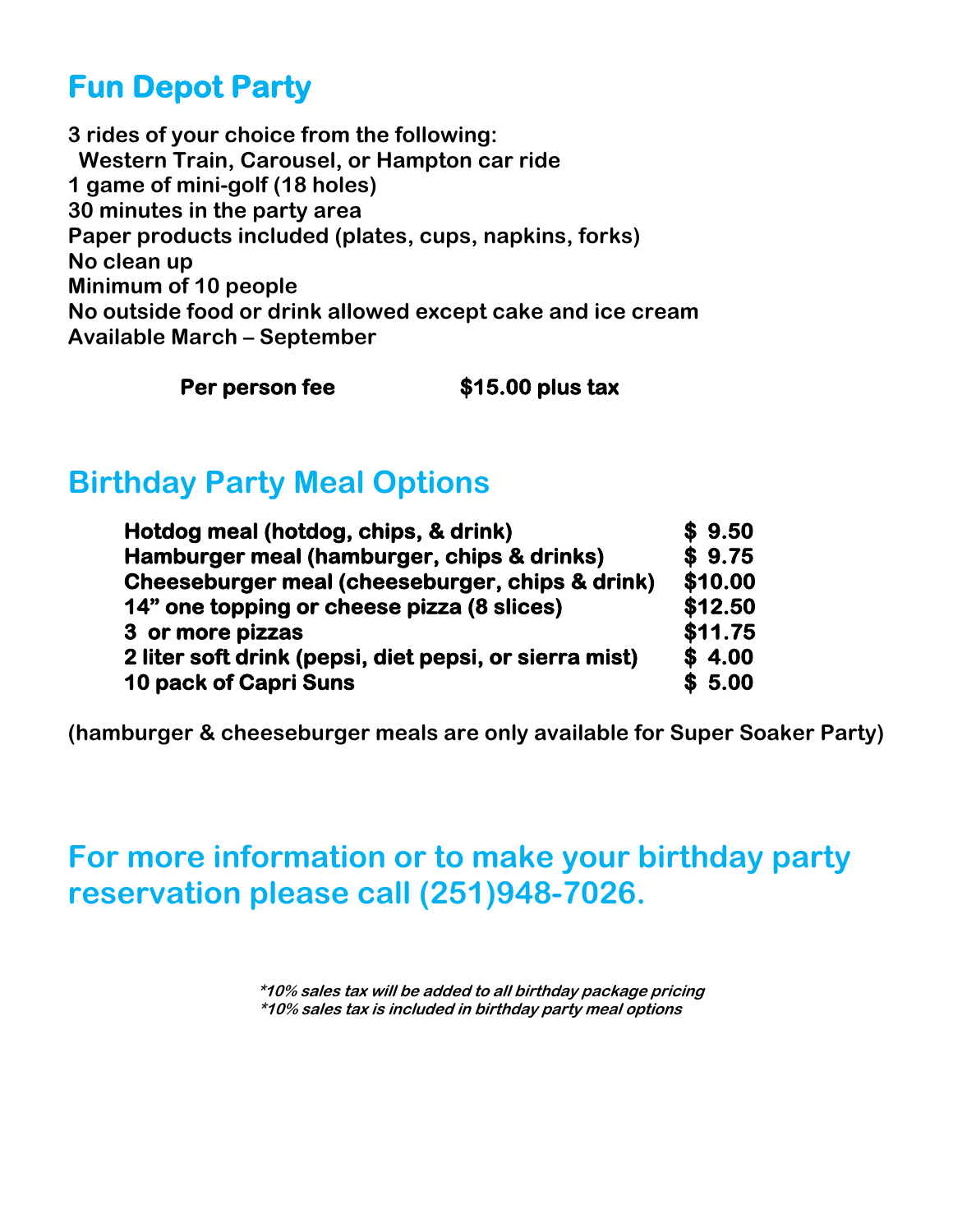## Fun Depot Party

**3 rides of your choice from the following:**
**Western Train, Carousel, or Hampton car ride**
**1 game of mini-golf (18 holes)**
**30 minutes in the party area**
**Paper products included (plates, cups, napkins, forks)**
**No clean up**
**Minimum of 10 people**
**No outside food or drink allowed except cake and ice cream**
**Available March – September**

**Per person fee $15.00 plus tax**

## Birthday Party Meal Options

| | |
|---|---|
| **Hotdog meal (hotdog, chips, & drink)** | **$ 9.50** |
| **Hamburger meal (hamburger, chips & drinks)** | **$ 9.75** |
| **Cheeseburger meal (cheeseburger, chips & drink)** | **$10.00** |
| **14" one topping or cheese pizza (8 slices)** | **$12.50** |
| **3 or more pizzas** | **$11.75** |
| **2 liter soft drink (pepsi, diet pepsi, or sierra mist)** | **$ 4.00** |
| **10 pack of Capri Suns** | **$ 5.00** |

**(hamburger & cheeseburger meals are only available for Super Soaker Party)**

## For more information or to make your birthday party reservation please call (251)948-7026.

****10% sales tax will be added to all birthday package pricing***
****10% sales tax is included in birthday party meal options***